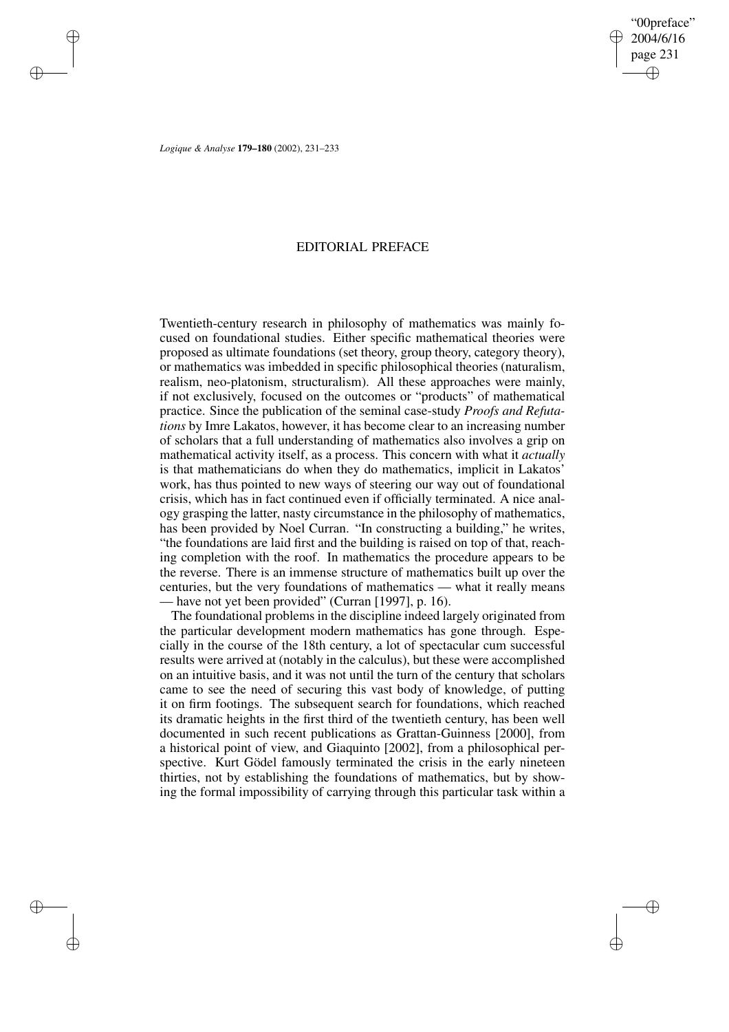# EDITORIAL PREFACE

Twentieth-century research in philosophy of mathematics was mainly focused on foundational studies. Either specific mathematical theories were proposed as ultimate foundations (set theory, group theory, category theory), or mathematics was imbedded in specific philosophical theories (naturalism, realism, neo-platonism, structuralism). All these approaches were mainly, if not exclusively, focused on the outcomes or "products" of mathematical practice. Since the publication of the seminal case-study *Proofs and Refutations* by Imre Lakatos, however, it has become clear to an increasing number of scholars that a full understanding of mathematics also involves a grip on mathematical activity itself, as a process. This concern with what it *actually* is that mathematicians do when they do mathematics, implicit in Lakatos' work, has thus pointed to new ways of steering our way out of foundational crisis, which has in fact continued even if officially terminated. A nice analogy grasping the latter, nasty circumstance in the philosophy of mathematics, has been provided by Noel Curran. "In constructing a building," he writes, "the foundations are laid first and the building is raised on top of that, reaching completion with the roof. In mathematics the procedure appears to be the reverse. There is an immense structure of mathematics built up over the centuries, but the very foundations of mathematics — what it really means — have not yet been provided" (Curran [1997], p. 16).

The foundational problems in the discipline indeed largely originated from the particular development modern mathematics has gone through. Especially in the course of the 18th century, a lot of spectacular cum successful results were arrived at (notably in the calculus), but these were accomplished on an intuitive basis, and it was not until the turn of the century that scholars came to see the need of securing this vast body of knowledge, of putting it on firm footings. The subsequent search for foundations, which reached its dramatic heights in the first third of the twentieth century, has been well documented in such recent publications as Grattan-Guinness [2000], from a historical point of view, and Giaquinto [2002], from a philosophical perspective. Kurt Gödel famously terminated the crisis in the early nineteen thirties, not by establishing the foundations of mathematics, but by showing the formal impossibility of carrying through this particular task within a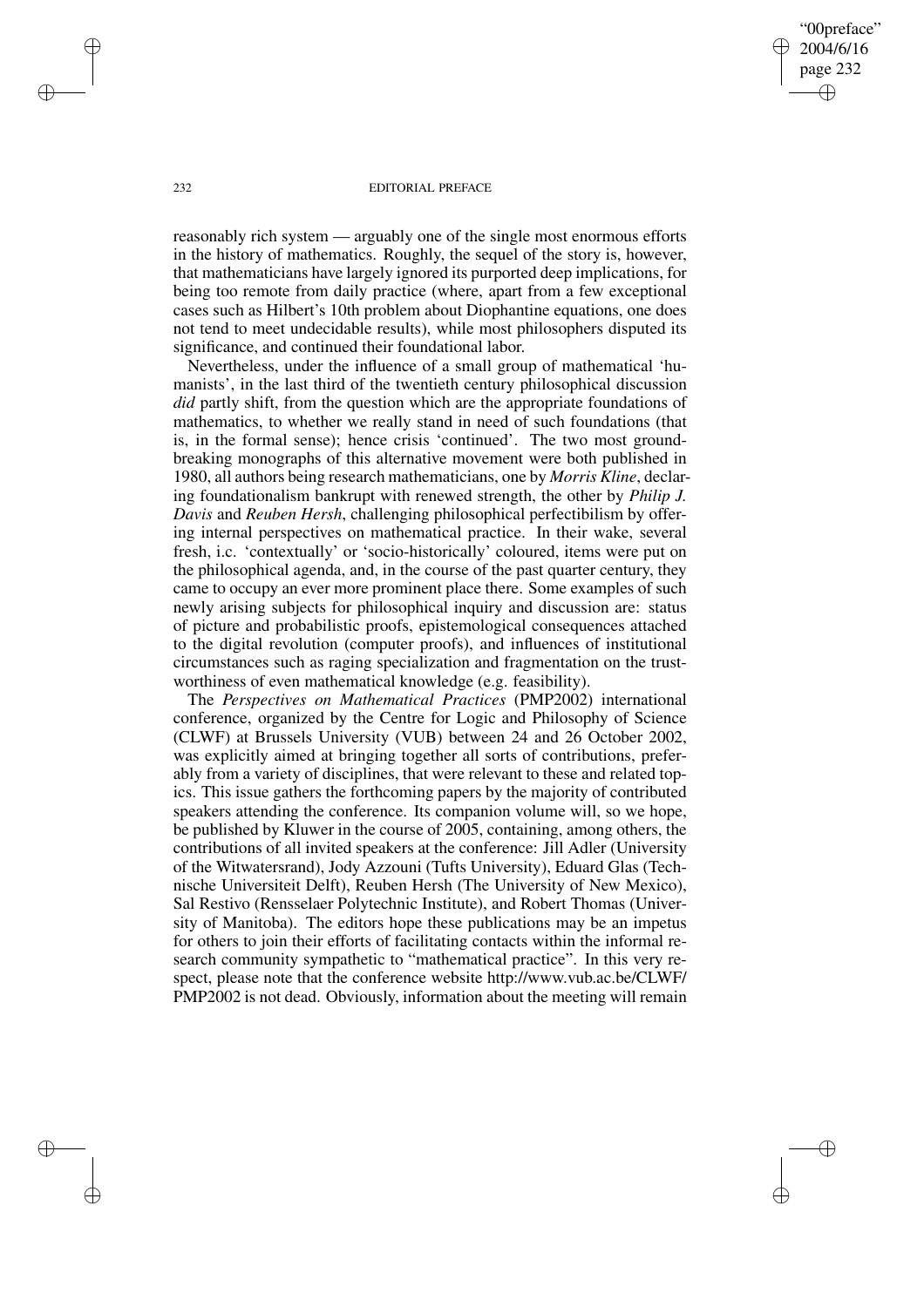reasonably rich system — arguably one of the single most enormous efforts in the history of mathematics. Roughly, the sequel of the story is, however, that mathematicians have largely ignored its purported deep implications, for being too remote from daily practice (where, apart from a few exceptional cases such as Hilbert's 10th problem about Diophantine equations, one does not tend to meet undecidable results), while most philosophers disputed its significance, and continued their foundational labor.

Nevertheless, under the influence of a small group of mathematical 'humanists', in the last third of the twentieth century philosophical discussion *did* partly shift, from the question which are the appropriate foundations of mathematics, to whether we really stand in need of such foundations (that is, in the formal sense); hence crisis 'continued'. The two most groundbreaking monographs of this alternative movement were both published in 1980, all authors being research mathematicians, one by *Morris Kline*, declaring foundationalism bankrupt with renewed strength, the other by *Philip J. Davis* and *Reuben Hersh*, challenging philosophical perfectibilism by offering internal perspectives on mathematical practice. In their wake, several fresh, i.c. 'contextually' or 'socio-historically' coloured, items were put on the philosophical agenda, and, in the course of the past quarter century, they came to occupy an ever more prominent place there. Some examples of such newly arising subjects for philosophical inquiry and discussion are: status of picture and probabilistic proofs, epistemological consequences attached to the digital revolution (computer proofs), and influences of institutional circumstances such as raging specialization and fragmentation on the trustworthiness of even mathematical knowledge (e.g. feasibility).

The *Perspectives on Mathematical Practices* (PMP2002) international conference, organized by the Centre for Logic and Philosophy of Science (CLWF) at Brussels University (VUB) between 24 and 26 October 2002, was explicitly aimed at bringing together all sorts of contributions, preferably from a variety of disciplines, that were relevant to these and related topics. This issue gathers the forthcoming papers by the majority of contributed speakers attending the conference. Its companion volume will, so we hope, be published by Kluwer in the course of 2005, containing, among others, the contributions of all invited speakers at the conference: Jill Adler (University of the Witwatersrand), Jody Azzouni (Tufts University), Eduard Glas (Technische Universiteit Delft), Reuben Hersh (The University of New Mexico), Sal Restivo (Rensselaer Polytechnic Institute), and Robert Thomas (University of Manitoba). The editors hope these publications may be an impetus for others to join their efforts of facilitating contacts within the informal research community sympathetic to "mathematical practice". In this very respect, please note that the conference website http://www.vub.ac.be/CLWF/PMP2002 is not dead. Obviously, information about the meeting will remain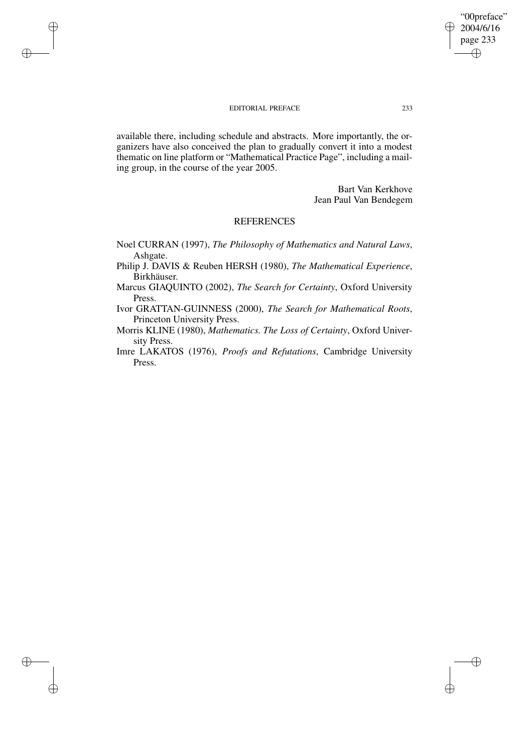available there, including schedule and abstracts. More importantly, the organizers have also conceived the plan to gradually convert it into a modest thematic on line platform or "Mathematical Practice Page", including a mailing group, in the course of the year 2005.

Bart Van Kerkhove
Jean Paul Van Bendegem

## REFERENCES

Noel CURRAN (1997), *The Philosophy of Mathematics and Natural Laws*, Ashgate.

Philip J. DAVIS & Reuben HERSH (1980), *The Mathematical Experience*, Birkhäuser.

Marcus GIAQUINTO (2002), *The Search for Certainty*, Oxford University Press.

Ivor GRATTAN-GUINNESS (2000), *The Search for Mathematical Roots*, Princeton University Press.

Morris KLINE (1980), *Mathematics. The Loss of Certainty*, Oxford University Press.

Imre LAKATOS (1976), *Proofs and Refutations*, Cambridge University Press.